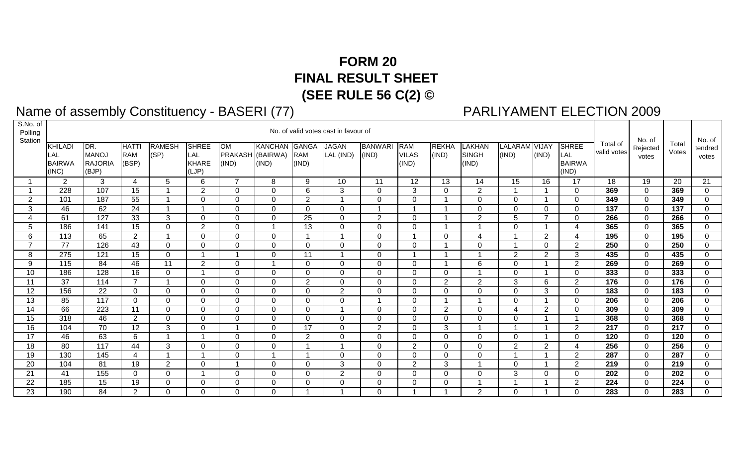# FORM 20
# FINAL RESULT SHEET
# (SEE RULE 56 C(2) ©

Name of assembly Constituency - BASERI (77)

PARLIYAMENT ELECTION 2009

| S.No. of Polling Station | No. of valid votes cast in favour of | | | | | | | | | | | | | | | | Total of valid votes | No. of Rejected votes | Total Votes | No. of tendred votes |
|---|---|---|---|---|---|---|---|---|---|---|---|---|---|---|---|---|---|---|---|---|
| | KHILADI LAL BAIRWA (INC) | DR. MANOJ RAJORIA (BJP) | HATTI RAM (BSP) | RAMESH (SP) | SHREE LAL KHARE (LJP) | OM PRAKASH (IND) | KANCHAN (BAIRWA) (IND) | GANGA RAM (IND) | JAGAN LAL (IND) | BANWARI (IND) | RAM VILAS (IND) | REKHA (IND) | LAKHAN SINGH (IND) | LALARAM (IND) | VIJAY (IND) | SHREE LAL BAIRWA (IND) | | | | |
| 1 | 2 | 3 | 4 | 5 | 6 | 7 | 8 | 9 | 10 | 11 | 12 | 13 | 14 | 15 | 16 | 17 | 18 | 19 | 20 | 21 |
| 1 | 228 | 107 | 15 | 1 | 2 | 0 | 0 | 6 | 3 | 0 | 3 | 0 | 2 | 1 | 1 | 0 | **369** | 0 | **369** | 0 |
| 2 | 101 | 187 | 55 | 1 | 0 | 0 | 0 | 2 | 1 | 0 | 0 | 1 | 0 | 0 | 1 | 0 | **349** | 0 | **349** | 0 |
| 3 | 46 | 62 | 24 | 1 | 1 | 0 | 0 | 0 | 0 | 1 | 1 | 1 | 0 | 0 | 0 | 0 | **137** | 0 | **137** | 0 |
| 4 | 61 | 127 | 33 | 3 | 0 | 0 | 0 | 25 | 0 | 2 | 0 | 1 | 2 | 5 | 7 | 0 | **266** | 0 | **266** | 0 |
| 5 | 186 | 141 | 15 | 0 | 2 | 0 | 1 | 13 | 0 | 0 | 0 | 1 | 1 | 0 | 1 | 4 | **365** | 0 | **365** | 0 |
| 6 | 113 | 65 | 2 | 1 | 0 | 0 | 0 | 1 | 1 | 0 | 1 | 0 | 4 | 1 | 2 | 4 | **195** | 0 | **195** | 0 |
| 7 | 77 | 126 | 43 | 0 | 0 | 0 | 0 | 0 | 0 | 0 | 0 | 1 | 0 | 1 | 0 | 2 | **250** | 0 | **250** | 0 |
| 8 | 275 | 121 | 15 | 0 | 1 | 1 | 0 | 11 | 1 | 0 | 1 | 1 | 1 | 2 | 2 | 3 | **435** | 0 | **435** | 0 |
| 9 | 115 | 84 | 46 | 11 | 2 | 0 | 1 | 0 | 0 | 0 | 0 | 1 | 6 | 0 | 1 | 2 | **269** | 0 | **269** | 0 |
| 10 | 186 | 128 | 16 | 0 | 1 | 0 | 0 | 0 | 0 | 0 | 0 | 0 | 1 | 0 | 1 | 0 | **333** | 0 | **333** | 0 |
| 11 | 37 | 114 | 7 | 1 | 0 | 0 | 0 | 2 | 0 | 0 | 0 | 2 | 2 | 3 | 6 | 2 | **176** | 0 | **176** | 0 |
| 12 | 156 | 22 | 0 | 0 | 0 | 0 | 0 | 0 | 2 | 0 | 0 | 0 | 0 | 0 | 3 | 0 | **183** | 0 | **183** | 0 |
| 13 | 85 | 117 | 0 | 0 | 0 | 0 | 0 | 0 | 0 | 1 | 0 | 1 | 1 | 0 | 1 | 0 | **206** | 0 | **206** | 0 |
| 14 | 66 | 223 | 11 | 0 | 0 | 0 | 0 | 0 | 1 | 0 | 0 | 2 | 0 | 4 | 2 | 0 | **309** | 0 | **309** | 0 |
| 15 | 318 | 46 | 2 | 0 | 0 | 0 | 0 | 0 | 0 | 0 | 0 | 0 | 0 | 0 | 1 | 1 | **368** | 0 | **368** | 0 |
| 16 | 104 | 70 | 12 | 3 | 0 | 1 | 0 | 17 | 0 | 2 | 0 | 3 | 1 | 1 | 1 | 2 | **217** | 0 | **217** | 0 |
| 17 | 46 | 63 | 6 | 1 | 1 | 0 | 0 | 2 | 0 | 0 | 0 | 0 | 0 | 0 | 1 | 0 | **120** | 0 | **120** | 0 |
| 18 | 80 | 117 | 44 | 3 | 0 | 0 | 0 | 1 | 1 | 0 | 2 | 0 | 0 | 2 | 2 | 4 | **256** | 0 | **256** | 0 |
| 19 | 130 | 145 | 4 | 1 | 1 | 0 | 1 | 1 | 0 | 0 | 0 | 0 | 0 | 1 | 1 | 2 | **287** | 0 | **287** | 0 |
| 20 | 104 | 81 | 19 | 2 | 0 | 1 | 0 | 0 | 3 | 0 | 2 | 3 | 1 | 0 | 1 | 2 | **219** | 0 | **219** | 0 |
| 21 | 41 | 155 | 0 | 0 | 1 | 0 | 0 | 0 | 2 | 0 | 0 | 0 | 0 | 3 | 0 | 0 | **202** | 0 | **202** | 0 |
| 22 | 185 | 15 | 19 | 0 | 0 | 0 | 0 | 0 | 0 | 0 | 0 | 0 | 1 | 1 | 1 | 2 | **224** | 0 | **224** | 0 |
| 23 | 190 | 84 | 2 | 0 | 0 | 0 | 0 | 1 | 1 | 0 | 1 | 1 | 2 | 0 | 1 | 0 | **283** | 0 | **283** | 0 |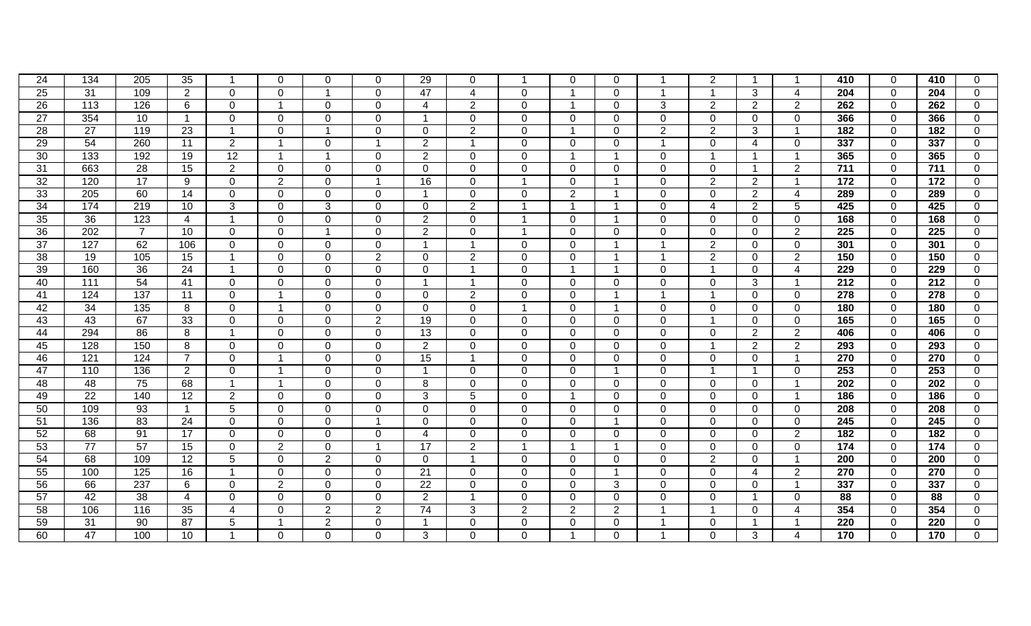| 24 | 134 | 205 | 35 | 1 | 0 | 0 | 0 | 29 | 0 | 1 | 0 | 0 | 1 | 2 | 1 | 1 | **410** | 0 | **410** | 0 |
|---|---|---|---|---|---|---|---|---|---|---|---|---|---|---|---|---|---|---|---|---|
| 25 | 31 | 109 | 2 | 0 | 0 | 1 | 0 | 47 | 4 | 0 | 1 | 0 | 1 | 1 | 3 | 4 | **204** | 0 | **204** | 0 |
| 26 | 113 | 126 | 6 | 0 | 1 | 0 | 0 | 4 | 2 | 0 | 1 | 0 | 3 | 2 | 2 | 2 | **262** | 0 | **262** | 0 |
| 27 | 354 | 10 | 1 | 0 | 0 | 0 | 0 | 1 | 0 | 0 | 0 | 0 | 0 | 0 | 0 | 0 | **366** | 0 | **366** | 0 |
| 28 | 27 | 119 | 23 | 1 | 0 | 1 | 0 | 0 | 2 | 0 | 1 | 0 | 2 | 2 | 3 | 1 | **182** | 0 | **182** | 0 |
| 29 | 54 | 260 | 11 | 2 | 1 | 0 | 1 | 2 | 1 | 0 | 0 | 0 | 1 | 0 | 4 | 0 | **337** | 0 | **337** | 0 |
| 30 | 133 | 192 | 19 | 12 | 1 | 1 | 0 | 2 | 0 | 0 | 1 | 1 | 0 | 1 | 1 | 1 | **365** | 0 | **365** | 0 |
| 31 | 663 | 28 | 15 | 2 | 0 | 0 | 0 | 0 | 0 | 0 | 0 | 0 | 0 | 0 | 1 | 2 | **711** | 0 | **711** | 0 |
| 32 | 120 | 17 | 9 | 0 | 2 | 0 | 1 | 16 | 0 | 1 | 0 | 1 | 0 | 2 | 2 | 1 | **172** | 0 | **172** | 0 |
| 33 | 205 | 60 | 14 | 0 | 0 | 0 | 0 | 1 | 0 | 0 | 2 | 1 | 0 | 0 | 2 | 4 | **289** | 0 | **289** | 0 |
| 34 | 174 | 219 | 10 | 3 | 0 | 3 | 0 | 0 | 2 | 1 | 1 | 1 | 0 | 4 | 2 | 5 | **425** | 0 | **425** | 0 |
| 35 | 36 | 123 | 4 | 1 | 0 | 0 | 0 | 2 | 0 | 1 | 0 | 1 | 0 | 0 | 0 | 0 | **168** | 0 | **168** | 0 |
| 36 | 202 | 7 | 10 | 0 | 0 | 1 | 0 | 2 | 0 | 1 | 0 | 0 | 0 | 0 | 0 | 2 | **225** | 0 | **225** | 0 |
| 37 | 127 | 62 | 106 | 0 | 0 | 0 | 0 | 1 | 1 | 0 | 0 | 1 | 1 | 2 | 0 | 0 | **301** | 0 | **301** | 0 |
| 38 | 19 | 105 | 15 | 1 | 0 | 0 | 2 | 0 | 2 | 0 | 0 | 1 | 1 | 2 | 0 | 2 | **150** | 0 | **150** | 0 |
| 39 | 160 | 36 | 24 | 1 | 0 | 0 | 0 | 0 | 1 | 0 | 1 | 1 | 0 | 1 | 0 | 4 | **229** | 0 | **229** | 0 |
| 40 | 111 | 54 | 41 | 0 | 0 | 0 | 0 | 1 | 1 | 0 | 0 | 0 | 0 | 0 | 3 | 1 | **212** | 0 | **212** | 0 |
| 41 | 124 | 137 | 11 | 0 | 1 | 0 | 0 | 0 | 2 | 0 | 0 | 1 | 1 | 1 | 0 | 0 | **278** | 0 | **278** | 0 |
| 42 | 34 | 135 | 8 | 0 | 1 | 0 | 0 | 0 | 0 | 1 | 0 | 1 | 0 | 0 | 0 | 0 | **180** | 0 | **180** | 0 |
| 43 | 43 | 67 | 33 | 0 | 0 | 0 | 2 | 19 | 0 | 0 | 0 | 0 | 0 | 1 | 0 | 0 | **165** | 0 | **165** | 0 |
| 44 | 294 | 86 | 8 | 1 | 0 | 0 | 0 | 13 | 0 | 0 | 0 | 0 | 0 | 0 | 2 | 2 | **406** | 0 | **406** | 0 |
| 45 | 128 | 150 | 8 | 0 | 0 | 0 | 0 | 2 | 0 | 0 | 0 | 0 | 0 | 1 | 2 | 2 | **293** | 0 | **293** | 0 |
| 46 | 121 | 124 | 7 | 0 | 1 | 0 | 0 | 15 | 1 | 0 | 0 | 0 | 0 | 0 | 0 | 1 | **270** | 0 | **270** | 0 |
| 47 | 110 | 136 | 2 | 0 | 1 | 0 | 0 | 1 | 0 | 0 | 0 | 1 | 0 | 1 | 1 | 0 | **253** | 0 | **253** | 0 |
| 48 | 48 | 75 | 68 | 1 | 1 | 0 | 0 | 8 | 0 | 0 | 0 | 0 | 0 | 0 | 0 | 1 | **202** | 0 | **202** | 0 |
| 49 | 22 | 140 | 12 | 2 | 0 | 0 | 0 | 3 | 5 | 0 | 1 | 0 | 0 | 0 | 0 | 1 | **186** | 0 | **186** | 0 |
| 50 | 109 | 93 | 1 | 5 | 0 | 0 | 0 | 0 | 0 | 0 | 0 | 0 | 0 | 0 | 0 | 0 | **208** | 0 | **208** | 0 |
| 51 | 136 | 83 | 24 | 0 | 0 | 0 | 1 | 0 | 0 | 0 | 0 | 1 | 0 | 0 | 0 | 0 | **245** | 0 | **245** | 0 |
| 52 | 68 | 91 | 17 | 0 | 0 | 0 | 0 | 4 | 0 | 0 | 0 | 0 | 0 | 0 | 0 | 2 | **182** | 0 | **182** | 0 |
| 53 | 77 | 57 | 15 | 0 | 2 | 0 | 1 | 17 | 2 | 1 | 1 | 1 | 0 | 0 | 0 | 0 | **174** | 0 | **174** | 0 |
| 54 | 68 | 109 | 12 | 5 | 0 | 2 | 0 | 0 | 1 | 0 | 0 | 0 | 0 | 2 | 0 | 1 | **200** | 0 | **200** | 0 |
| 55 | 100 | 125 | 16 | 1 | 0 | 0 | 0 | 21 | 0 | 0 | 0 | 1 | 0 | 0 | 4 | 2 | **270** | 0 | **270** | 0 |
| 56 | 66 | 237 | 6 | 0 | 2 | 0 | 0 | 22 | 0 | 0 | 0 | 3 | 0 | 0 | 0 | 1 | **337** | 0 | **337** | 0 |
| 57 | 42 | 38 | 4 | 0 | 0 | 0 | 0 | 2 | 1 | 0 | 0 | 0 | 0 | 0 | 1 | 0 | **88** | 0 | **88** | 0 |
| 58 | 106 | 116 | 35 | 4 | 0 | 2 | 2 | 74 | 3 | 2 | 2 | 2 | 1 | 1 | 0 | 4 | **354** | 0 | **354** | 0 |
| 59 | 31 | 90 | 87 | 5 | 1 | 2 | 0 | 1 | 0 | 0 | 0 | 0 | 1 | 0 | 1 | 1 | **220** | 0 | **220** | 0 |
| 60 | 47 | 100 | 10 | 1 | 0 | 0 | 0 | 3 | 0 | 0 | 1 | 0 | 1 | 0 | 3 | 4 | **170** | 0 | **170** | 0 |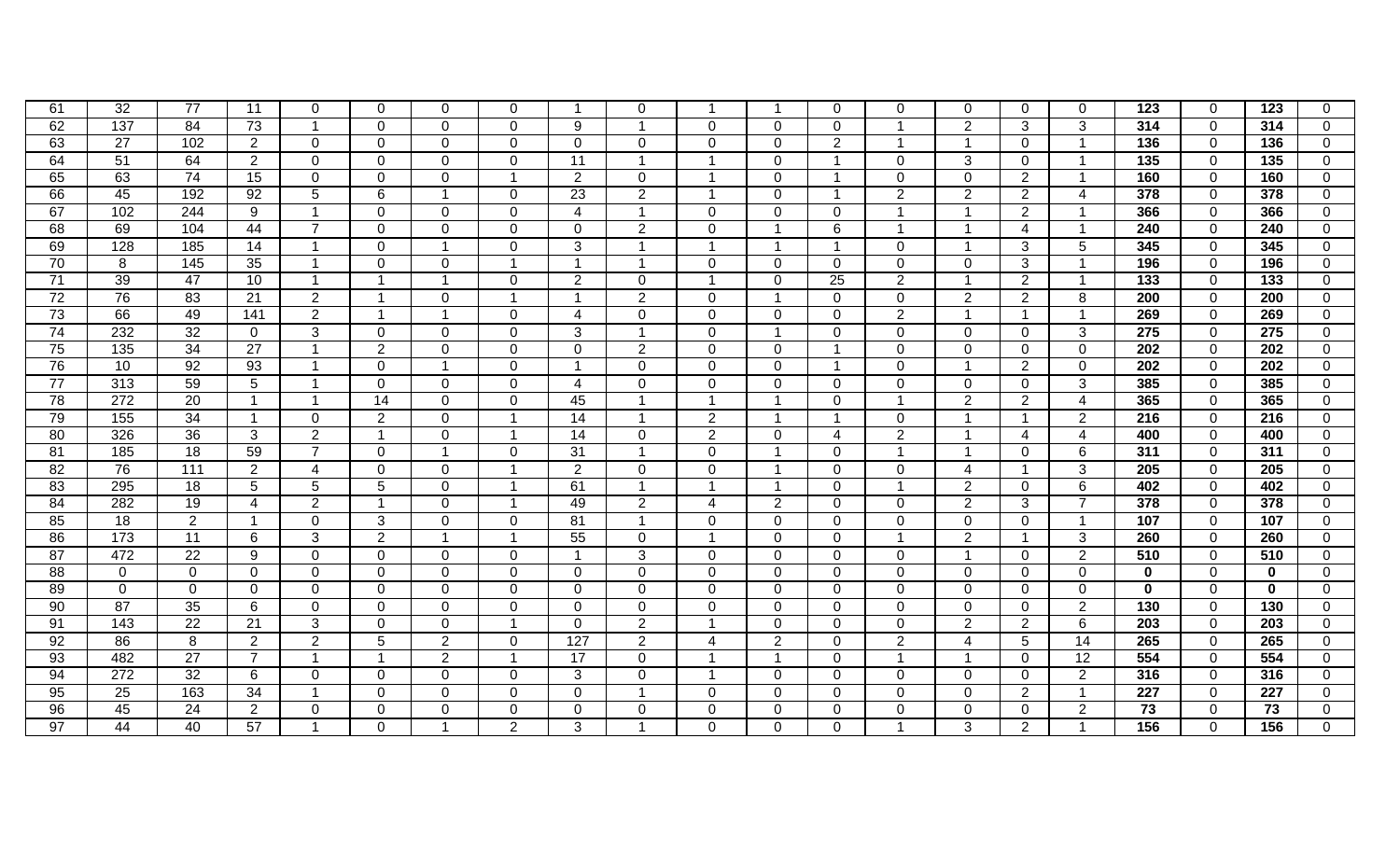| | | | | | | | | | | | | | | | | | | | | |
|---|---|---|---|---|---|---|---|---|---|---|---|---|---|---|---|---|---|---|---|---|
| 61 | 32 | 77 | 11 | 0 | 0 | 0 | 0 | 1 | 0 | 1 | 1 | 0 | 0 | 0 | 0 | 0 | **123** | 0 | **123** | 0 |
| 62 | 137 | 84 | 73 | 1 | 0 | 0 | 0 | 9 | 1 | 0 | 0 | 0 | 1 | 2 | 3 | 3 | **314** | 0 | **314** | 0 |
| 63 | 27 | 102 | 2 | 0 | 0 | 0 | 0 | 0 | 0 | 0 | 0 | 2 | 1 | 1 | 0 | 1 | **136** | 0 | **136** | 0 |
| 64 | 51 | 64 | 2 | 0 | 0 | 0 | 0 | 11 | 1 | 1 | 0 | 1 | 0 | 3 | 0 | 1 | **135** | 0 | **135** | 0 |
| 65 | 63 | 74 | 15 | 0 | 0 | 0 | 1 | 2 | 0 | 1 | 0 | 1 | 0 | 0 | 2 | 1 | **160** | 0 | **160** | 0 |
| 66 | 45 | 192 | 92 | 5 | 6 | 1 | 0 | 23 | 2 | 1 | 0 | 1 | 2 | 2 | 2 | 4 | **378** | 0 | **378** | 0 |
| 67 | 102 | 244 | 9 | 1 | 0 | 0 | 0 | 4 | 1 | 0 | 0 | 0 | 1 | 1 | 2 | 1 | **366** | 0 | **366** | 0 |
| 68 | 69 | 104 | 44 | 7 | 0 | 0 | 0 | 0 | 2 | 0 | 1 | 6 | 1 | 1 | 4 | 1 | **240** | 0 | **240** | 0 |
| 69 | 128 | 185 | 14 | 1 | 0 | 1 | 0 | 3 | 1 | 1 | 1 | 1 | 0 | 1 | 3 | 5 | **345** | 0 | **345** | 0 |
| 70 | 8 | 145 | 35 | 1 | 0 | 0 | 1 | 1 | 1 | 0 | 0 | 0 | 0 | 0 | 3 | 1 | **196** | 0 | **196** | 0 |
| 71 | 39 | 47 | 10 | 1 | 1 | 1 | 0 | 2 | 0 | 1 | 0 | 25 | 2 | 1 | 2 | 1 | **133** | 0 | **133** | 0 |
| 72 | 76 | 83 | 21 | 2 | 1 | 0 | 1 | 1 | 2 | 0 | 1 | 0 | 0 | 2 | 2 | 8 | **200** | 0 | **200** | 0 |
| 73 | 66 | 49 | 141 | 2 | 1 | 1 | 0 | 4 | 0 | 0 | 0 | 0 | 2 | 1 | 1 | 1 | **269** | 0 | **269** | 0 |
| 74 | 232 | 32 | 0 | 3 | 0 | 0 | 0 | 3 | 1 | 0 | 1 | 0 | 0 | 0 | 0 | 3 | **275** | 0 | **275** | 0 |
| 75 | 135 | 34 | 27 | 1 | 2 | 0 | 0 | 0 | 2 | 0 | 0 | 1 | 0 | 0 | 0 | 0 | **202** | 0 | **202** | 0 |
| 76 | 10 | 92 | 93 | 1 | 0 | 1 | 0 | 1 | 0 | 0 | 0 | 1 | 0 | 1 | 2 | 0 | **202** | 0 | **202** | 0 |
| 77 | 313 | 59 | 5 | 1 | 0 | 0 | 0 | 4 | 0 | 0 | 0 | 0 | 0 | 0 | 0 | 3 | **385** | 0 | **385** | 0 |
| 78 | 272 | 20 | 1 | 1 | 14 | 0 | 0 | 45 | 1 | 1 | 1 | 0 | 1 | 2 | 2 | 4 | **365** | 0 | **365** | 0 |
| 79 | 155 | 34 | 1 | 0 | 2 | 0 | 1 | 14 | 1 | 2 | 1 | 1 | 0 | 1 | 1 | 2 | **216** | 0 | **216** | 0 |
| 80 | 326 | 36 | 3 | 2 | 1 | 0 | 1 | 14 | 0 | 2 | 0 | 4 | 2 | 1 | 4 | 4 | **400** | 0 | **400** | 0 |
| 81 | 185 | 18 | 59 | 7 | 0 | 1 | 0 | 31 | 1 | 0 | 1 | 0 | 1 | 1 | 0 | 6 | **311** | 0 | **311** | 0 |
| 82 | 76 | 111 | 2 | 4 | 0 | 0 | 1 | 2 | 0 | 0 | 1 | 0 | 0 | 4 | 1 | 3 | **205** | 0 | **205** | 0 |
| 83 | 295 | 18 | 5 | 5 | 5 | 0 | 1 | 61 | 1 | 1 | 1 | 0 | 1 | 2 | 0 | 6 | **402** | 0 | **402** | 0 |
| 84 | 282 | 19 | 4 | 2 | 1 | 0 | 1 | 49 | 2 | 4 | 2 | 0 | 0 | 2 | 3 | 7 | **378** | 0 | **378** | 0 |
| 85 | 18 | 2 | 1 | 0 | 3 | 0 | 0 | 81 | 1 | 0 | 0 | 0 | 0 | 0 | 0 | 1 | **107** | 0 | **107** | 0 |
| 86 | 173 | 11 | 6 | 3 | 2 | 1 | 1 | 55 | 0 | 1 | 0 | 0 | 1 | 2 | 1 | 3 | **260** | 0 | **260** | 0 |
| 87 | 472 | 22 | 9 | 0 | 0 | 0 | 0 | 1 | 3 | 0 | 0 | 0 | 0 | 1 | 0 | 2 | **510** | 0 | **510** | 0 |
| 88 | 0 | 0 | 0 | 0 | 0 | 0 | 0 | 0 | 0 | 0 | 0 | 0 | 0 | 0 | 0 | 0 | **0** | 0 | **0** | 0 |
| 89 | 0 | 0 | 0 | 0 | 0 | 0 | 0 | 0 | 0 | 0 | 0 | 0 | 0 | 0 | 0 | 0 | **0** | 0 | **0** | 0 |
| 90 | 87 | 35 | 6 | 0 | 0 | 0 | 0 | 0 | 0 | 0 | 0 | 0 | 0 | 0 | 0 | 2 | **130** | 0 | **130** | 0 |
| 91 | 143 | 22 | 21 | 3 | 0 | 0 | 1 | 0 | 2 | 1 | 0 | 0 | 0 | 2 | 2 | 6 | **203** | 0 | **203** | 0 |
| 92 | 86 | 8 | 2 | 2 | 5 | 2 | 0 | 127 | 2 | 4 | 2 | 0 | 2 | 4 | 5 | 14 | **265** | 0 | **265** | 0 |
| 93 | 482 | 27 | 7 | 1 | 1 | 2 | 1 | 17 | 0 | 1 | 1 | 0 | 1 | 1 | 0 | 12 | **554** | 0 | **554** | 0 |
| 94 | 272 | 32 | 6 | 0 | 0 | 0 | 0 | 3 | 0 | 1 | 0 | 0 | 0 | 0 | 0 | 2 | **316** | 0 | **316** | 0 |
| 95 | 25 | 163 | 34 | 1 | 0 | 0 | 0 | 0 | 1 | 0 | 0 | 0 | 0 | 0 | 2 | 1 | **227** | 0 | **227** | 0 |
| 96 | 45 | 24 | 2 | 0 | 0 | 0 | 0 | 0 | 0 | 0 | 0 | 0 | 0 | 0 | 0 | 2 | **73** | 0 | **73** | 0 |
| 97 | 44 | 40 | 57 | 1 | 0 | 1 | 2 | 3 | 1 | 0 | 0 | 0 | 1 | 3 | 2 | 1 | **156** | 0 | **156** | 0 |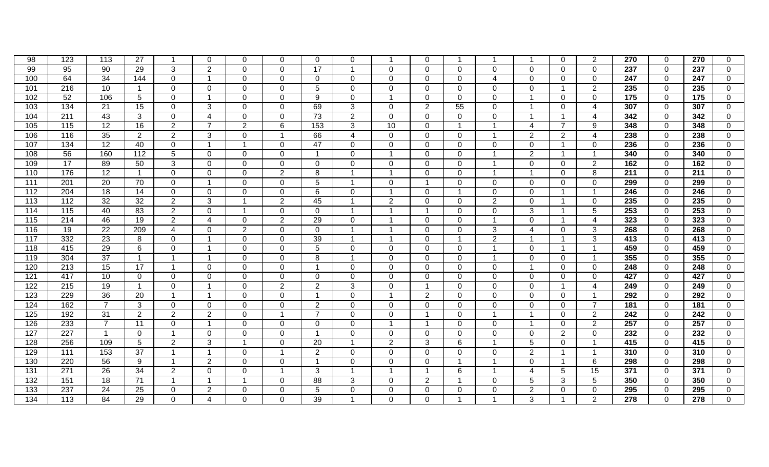| 98 | 123 | 113 | 27 | 1 | 0 | 0 | 0 | 0 | 0 | 1 | 0 | 1 | 1 | 1 | 0 | 2 | **270** | 0 | **270** | 0 |
|---|---|---|---|---|---|---|---|---|---|---|---|---|---|---|---|---|---|---|---|---|
| 99 | 95 | 90 | 29 | 3 | 2 | 0 | 0 | 17 | 1 | 0 | 0 | 0 | 0 | 0 | 0 | 0 | **237** | 0 | **237** | 0 |
| 100 | 64 | 34 | 144 | 0 | 1 | 0 | 0 | 0 | 0 | 0 | 0 | 0 | 4 | 0 | 0 | 0 | **247** | 0 | **247** | 0 |
| 101 | 216 | 10 | 1 | 0 | 0 | 0 | 0 | 5 | 0 | 0 | 0 | 0 | 0 | 0 | 1 | 2 | **235** | 0 | **235** | 0 |
| 102 | 52 | 106 | 5 | 0 | 1 | 0 | 0 | 9 | 0 | 1 | 0 | 0 | 0 | 1 | 0 | 0 | **175** | 0 | **175** | 0 |
| 103 | 134 | 21 | 15 | 0 | 3 | 0 | 0 | 69 | 3 | 0 | 2 | 55 | 0 | 1 | 0 | 4 | **307** | 0 | **307** | 0 |
| 104 | 211 | 43 | 3 | 0 | 4 | 0 | 0 | 73 | 2 | 0 | 0 | 0 | 0 | 1 | 1 | 4 | **342** | 0 | **342** | 0 |
| 105 | 115 | 12 | 16 | 2 | 7 | 2 | 6 | 153 | 3 | 10 | 0 | 1 | 1 | 4 | 7 | 9 | **348** | 0 | **348** | 0 |
| 106 | 116 | 35 | 2 | 2 | 3 | 0 | 1 | 66 | 4 | 0 | 0 | 0 | 1 | 2 | 2 | 4 | **238** | 0 | **238** | 0 |
| 107 | 134 | 12 | 40 | 0 | 1 | 1 | 0 | 47 | 0 | 0 | 0 | 0 | 0 | 0 | 1 | 0 | **236** | 0 | **236** | 0 |
| 108 | 56 | 160 | 112 | 5 | 0 | 0 | 0 | 1 | 0 | 1 | 0 | 0 | 1 | 2 | 1 | 1 | **340** | 0 | **340** | 0 |
| 109 | 17 | 89 | 50 | 3 | 0 | 0 | 0 | 0 | 0 | 0 | 0 | 0 | 1 | 0 | 0 | 2 | **162** | 0 | **162** | 0 |
| 110 | 176 | 12 | 1 | 0 | 0 | 0 | 2 | 8 | 1 | 1 | 0 | 0 | 1 | 1 | 0 | 8 | **211** | 0 | **211** | 0 |
| 111 | 201 | 20 | 70 | 0 | 1 | 0 | 0 | 5 | 1 | 0 | 1 | 0 | 0 | 0 | 0 | 0 | **299** | 0 | **299** | 0 |
| 112 | 204 | 18 | 14 | 0 | 0 | 0 | 0 | 6 | 0 | 1 | 0 | 1 | 0 | 0 | 1 | 1 | **246** | 0 | **246** | 0 |
| 113 | 112 | 32 | 32 | 2 | 3 | 1 | 2 | 45 | 1 | 2 | 0 | 0 | 2 | 0 | 1 | 0 | **235** | 0 | **235** | 0 |
| 114 | 115 | 40 | 83 | 2 | 0 | 1 | 0 | 0 | 1 | 1 | 1 | 0 | 0 | 3 | 1 | 5 | **253** | 0 | **253** | 0 |
| 115 | 214 | 46 | 19 | 2 | 4 | 0 | 2 | 29 | 0 | 1 | 0 | 0 | 1 | 0 | 1 | 4 | **323** | 0 | **323** | 0 |
| 116 | 19 | 22 | 209 | 4 | 0 | 2 | 0 | 0 | 1 | 1 | 0 | 0 | 3 | 4 | 0 | 3 | **268** | 0 | **268** | 0 |
| 117 | 332 | 23 | 8 | 0 | 1 | 0 | 0 | 39 | 1 | 1 | 0 | 1 | 2 | 1 | 1 | 3 | **413** | 0 | **413** | 0 |
| 118 | 415 | 29 | 6 | 0 | 1 | 0 | 0 | 5 | 0 | 0 | 0 | 0 | 1 | 0 | 1 | 1 | **459** | 0 | **459** | 0 |
| 119 | 304 | 37 | 1 | 1 | 1 | 0 | 0 | 8 | 1 | 0 | 0 | 0 | 1 | 0 | 0 | 1 | **355** | 0 | **355** | 0 |
| 120 | 213 | 15 | 17 | 1 | 0 | 0 | 0 | 1 | 0 | 0 | 0 | 0 | 0 | 1 | 0 | 0 | **248** | 0 | **248** | 0 |
| 121 | 417 | 10 | 0 | 0 | 0 | 0 | 0 | 0 | 0 | 0 | 0 | 0 | 0 | 0 | 0 | 0 | **427** | 0 | **427** | 0 |
| 122 | 215 | 19 | 1 | 0 | 1 | 0 | 2 | 2 | 3 | 0 | 1 | 0 | 0 | 0 | 1 | 4 | **249** | 0 | **249** | 0 |
| 123 | 229 | 36 | 20 | 1 | 1 | 0 | 0 | 1 | 0 | 1 | 2 | 0 | 0 | 0 | 0 | 1 | **292** | 0 | **292** | 0 |
| 124 | 162 | 7 | 3 | 0 | 0 | 0 | 0 | 2 | 0 | 0 | 0 | 0 | 0 | 0 | 0 | 7 | **181** | 0 | **181** | 0 |
| 125 | 192 | 31 | 2 | 2 | 2 | 0 | 1 | 7 | 0 | 0 | 1 | 0 | 1 | 1 | 0 | 2 | **242** | 0 | **242** | 0 |
| 126 | 233 | 7 | 11 | 0 | 1 | 0 | 0 | 0 | 0 | 1 | 1 | 0 | 0 | 1 | 0 | 2 | **257** | 0 | **257** | 0 |
| 127 | 227 | 1 | 0 | 1 | 0 | 0 | 0 | 1 | 0 | 0 | 0 | 0 | 0 | 0 | 2 | 0 | **232** | 0 | **232** | 0 |
| 128 | 256 | 109 | 5 | 2 | 3 | 1 | 0 | 20 | 1 | 2 | 3 | 6 | 1 | 5 | 0 | 1 | **415** | 0 | **415** | 0 |
| 129 | 111 | 153 | 37 | 1 | 1 | 0 | 1 | 2 | 0 | 0 | 0 | 0 | 0 | 2 | 1 | 1 | **310** | 0 | **310** | 0 |
| 130 | 220 | 56 | 9 | 1 | 2 | 0 | 0 | 1 | 0 | 0 | 0 | 1 | 1 | 0 | 1 | 6 | **298** | 0 | **298** | 0 |
| 131 | 271 | 26 | 34 | 2 | 0 | 0 | 1 | 3 | 1 | 1 | 1 | 6 | 1 | 4 | 5 | 15 | **371** | 0 | **371** | 0 |
| 132 | 151 | 18 | 71 | 1 | 1 | 1 | 0 | 88 | 3 | 0 | 2 | 1 | 0 | 5 | 3 | 5 | **350** | 0 | **350** | 0 |
| 133 | 237 | 24 | 25 | 0 | 2 | 0 | 0 | 5 | 0 | 0 | 0 | 0 | 0 | 2 | 0 | 0 | **295** | 0 | **295** | 0 |
| 134 | 113 | 84 | 29 | 0 | 4 | 0 | 0 | 39 | 1 | 0 | 0 | 1 | 1 | 3 | 1 | 2 | **278** | 0 | **278** | 0 |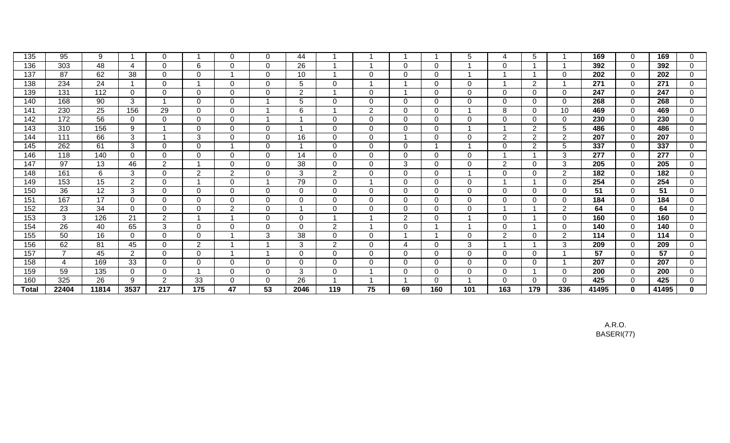| | | | | | | | | | | | | | | | | | | | | | |
|---|---|---|---|---|---|---|---|---|---|---|---|---|---|---|---|---|---|---|---|---|---|
| 135 | 95 | 9 | 1 | 0 | 1 | 0 | 0 | 44 | 1 | 1 | 1 | 1 | 5 | 4 | 5 | 1 | **169** | 0 | **169** | 0 |
| 136 | 303 | 48 | 4 | 0 | 6 | 0 | 0 | 26 | 1 | 1 | 0 | 0 | 1 | 0 | 1 | 1 | **392** | 0 | **392** | 0 |
| 137 | 87 | 62 | 38 | 0 | 0 | 1 | 0 | 10 | 1 | 0 | 0 | 0 | 1 | 1 | 1 | 0 | **202** | 0 | **202** | 0 |
| 138 | 234 | 24 | 1 | 0 | 1 | 0 | 0 | 5 | 0 | 1 | 1 | 0 | 0 | 1 | 2 | 1 | **271** | 0 | **271** | 0 |
| 139 | 131 | 112 | 0 | 0 | 0 | 0 | 0 | 2 | 1 | 0 | 1 | 0 | 0 | 0 | 0 | 0 | **247** | 0 | **247** | 0 |
| 140 | 168 | 90 | 3 | 1 | 0 | 0 | 1 | 5 | 0 | 0 | 0 | 0 | 0 | 0 | 0 | 0 | **268** | 0 | **268** | 0 |
| 141 | 230 | 25 | 156 | 29 | 0 | 0 | 1 | 6 | 1 | 2 | 0 | 0 | 1 | 8 | 0 | 10 | **469** | 0 | **469** | 0 |
| 142 | 172 | 56 | 0 | 0 | 0 | 0 | 1 | 1 | 0 | 0 | 0 | 0 | 0 | 0 | 0 | 0 | **230** | 0 | **230** | 0 |
| 143 | 310 | 156 | 9 | 1 | 0 | 0 | 0 | 1 | 0 | 0 | 0 | 0 | 1 | 1 | 2 | 5 | **486** | 0 | **486** | 0 |
| 144 | 111 | 66 | 3 | 1 | 3 | 0 | 0 | 16 | 0 | 0 | 1 | 0 | 0 | 2 | 2 | 2 | **207** | 0 | **207** | 0 |
| 145 | 262 | 61 | 3 | 0 | 0 | 1 | 0 | 1 | 0 | 0 | 0 | 1 | 1 | 0 | 2 | 5 | **337** | 0 | **337** | 0 |
| 146 | 118 | 140 | 0 | 0 | 0 | 0 | 0 | 14 | 0 | 0 | 0 | 0 | 0 | 1 | 1 | 3 | **277** | 0 | **277** | 0 |
| 147 | 97 | 13 | 46 | 2 | 1 | 0 | 0 | 38 | 0 | 0 | 3 | 0 | 0 | 2 | 0 | 3 | **205** | 0 | **205** | 0 |
| 148 | 161 | 6 | 3 | 0 | 2 | 2 | 0 | 3 | 2 | 0 | 0 | 0 | 1 | 0 | 0 | 2 | **182** | 0 | **182** | 0 |
| 149 | 153 | 15 | 2 | 0 | 1 | 0 | 1 | 79 | 0 | 1 | 0 | 0 | 0 | 1 | 1 | 0 | **254** | 0 | **254** | 0 |
| 150 | 36 | 12 | 3 | 0 | 0 | 0 | 0 | 0 | 0 | 0 | 0 | 0 | 0 | 0 | 0 | 0 | **51** | 0 | **51** | 0 |
| 151 | 167 | 17 | 0 | 0 | 0 | 0 | 0 | 0 | 0 | 0 | 0 | 0 | 0 | 0 | 0 | 0 | **184** | 0 | **184** | 0 |
| 152 | 23 | 34 | 0 | 0 | 0 | 2 | 0 | 1 | 0 | 0 | 0 | 0 | 0 | 1 | 1 | 2 | **64** | 0 | **64** | 0 |
| 153 | 3 | 126 | 21 | 2 | 1 | 1 | 0 | 0 | 1 | 1 | 2 | 0 | 1 | 0 | 1 | 0 | **160** | 0 | **160** | 0 |
| 154 | 26 | 40 | 65 | 3 | 0 | 0 | 0 | 0 | 2 | 1 | 0 | 1 | 1 | 0 | 1 | 0 | **140** | 0 | **140** | 0 |
| 155 | 50 | 16 | 0 | 0 | 0 | 1 | 3 | 38 | 0 | 0 | 1 | 1 | 0 | 2 | 0 | 2 | **114** | 0 | **114** | 0 |
| 156 | 62 | 81 | 45 | 0 | 2 | 1 | 1 | 3 | 2 | 0 | 4 | 0 | 3 | 1 | 1 | 3 | **209** | 0 | **209** | 0 |
| 157 | 7 | 45 | 2 | 0 | 0 | 1 | 1 | 0 | 0 | 0 | 0 | 0 | 0 | 0 | 0 | 1 | **57** | 0 | **57** | 0 |
| 158 | 4 | 169 | 33 | 0 | 0 | 0 | 0 | 0 | 0 | 0 | 0 | 0 | 0 | 0 | 0 | 1 | **207** | 0 | **207** | 0 |
| 159 | 59 | 135 | 0 | 0 | 1 | 0 | 0 | 3 | 0 | 1 | 0 | 0 | 0 | 0 | 1 | 0 | **200** | 0 | **200** | 0 |
| 160 | 325 | 26 | 9 | 2 | 33 | 0 | 0 | 26 | 1 | 1 | 1 | 0 | 1 | 0 | 0 | 0 | **425** | 0 | **425** | 0 |
| **Total** | **22404** | **11814** | **3537** | **217** | **175** | **47** | **53** | **2046** | **119** | **75** | **69** | **160** | **101** | **163** | **179** | **336** | **41495** | **0** | **41495** | **0** |

A.R.O.
BASERI(77)